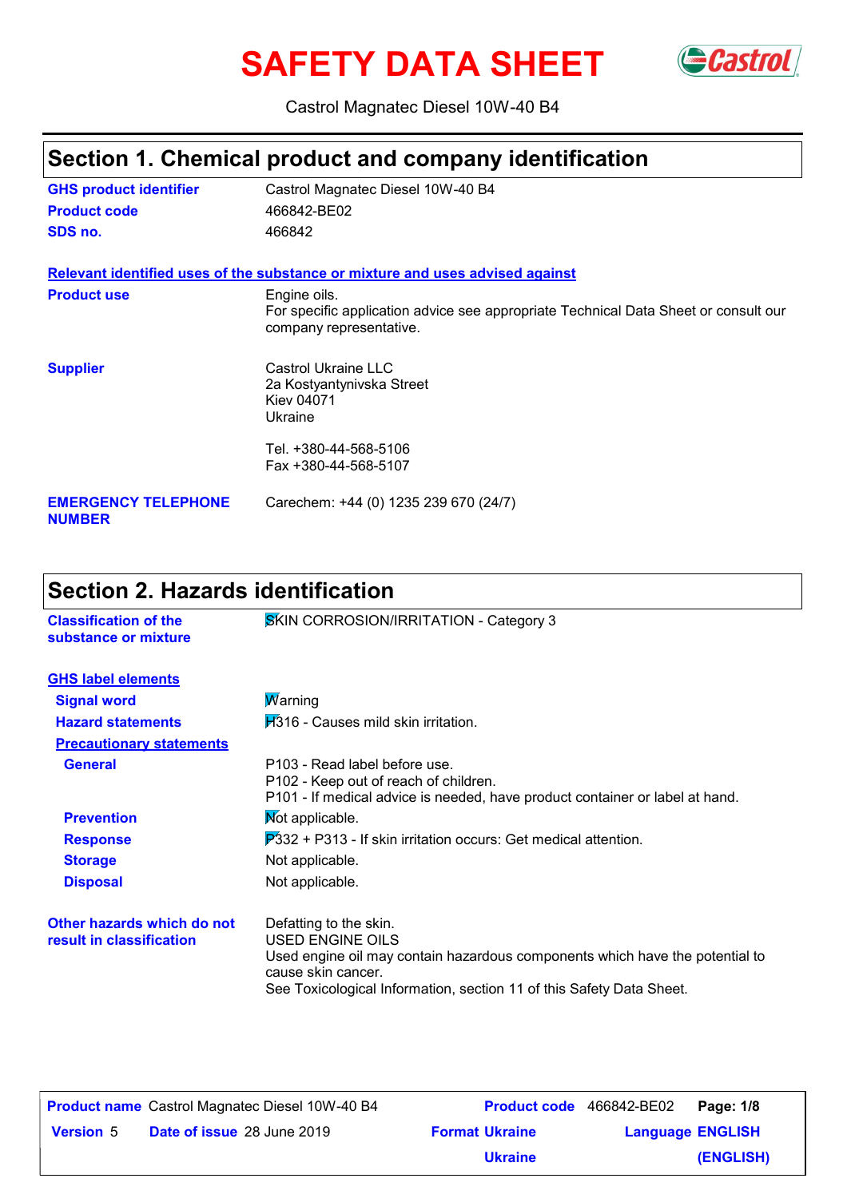# SAFETY DATA SHEET

Castrol Magnatec Diesel 10W-40 B4

## Section 1. Chemical product and company identification

**GHS product identifier** Castrol Magnatec Diesel 10W-40 B4

**Product code** 466842-BE02

**SDS no.** 466842

**Relevant identified uses of the substance or mixture and uses advised against**

**Product use** Engine oils.
For specific application advice see appropriate Technical Data Sheet or consult our company representative.

**Supplier** Castrol Ukraine LLC
2a Kostyantynivska Street
Kiev 04071
Ukraine

Tel. +380-44-568-5106
Fax +380-44-568-5107

**EMERGENCY TELEPHONE NUMBER** Carechem: +44 (0) 1235 239 670 (24/7)

## Section 2. Hazards identification

**Classification of the substance or mixture** SKIN CORROSION/IRRITATION - Category 3

**GHS label elements**

**Signal word** Warning

**Hazard statements** H316 - Causes mild skin irritation.

**Precautionary statements**

**General** P103 - Read label before use.
P102 - Keep out of reach of children.
P101 - If medical advice is needed, have product container or label at hand.

**Prevention** Not applicable.

**Response** P332 + P313 - If skin irritation occurs: Get medical attention.

**Storage** Not applicable.

**Disposal** Not applicable.

**Other hazards which do not result in classification** Defatting to the skin.
USED ENGINE OILS
Used engine oil may contain hazardous components which have the potential to cause skin cancer.
See Toxicological Information, section 11 of this Safety Data Sheet.

| Product name | Castrol Magnatec Diesel 10W-40 B4 | Product code | 466842-BE02 |
| --- | --- | --- | --- |
| Version 5 | Date of issue 28 June 2019 | Format Ukraine Ukraine | Language ENGLISH (ENGLISH) |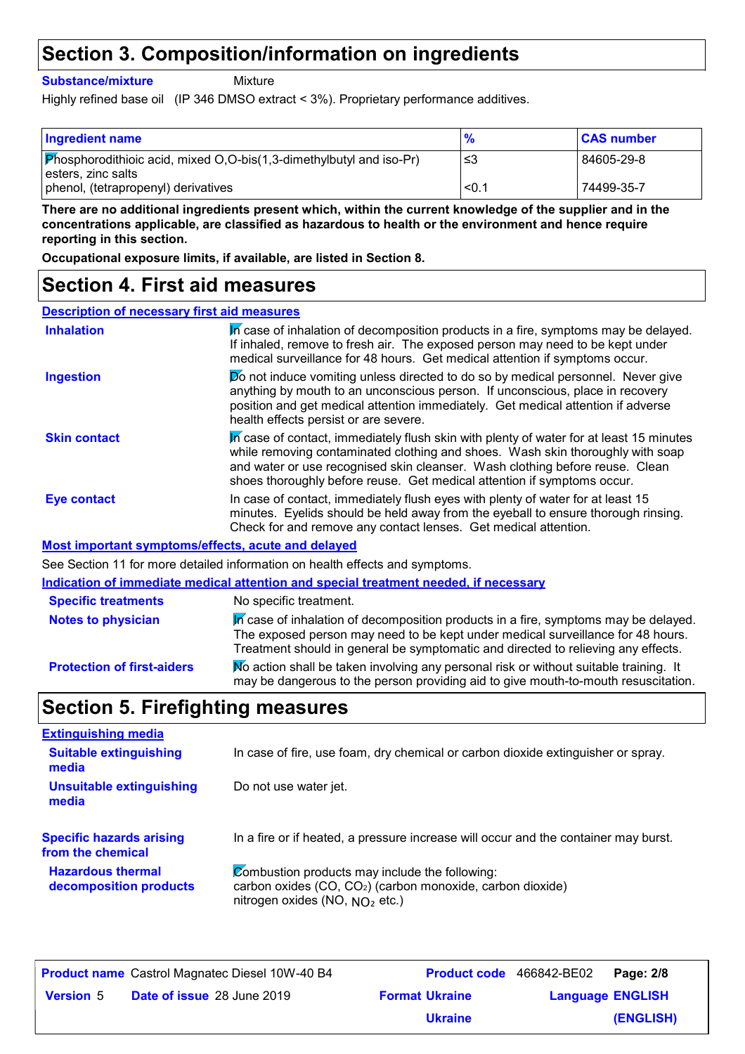# Section 3. Composition/information on ingredients

**Substance/mixture** Mixture

Highly refined base oil (IP 346 DMSO extract < 3%). Proprietary performance additives.

| Ingredient name | % | CAS number |
|---|---|---|
| Phosphorodithioic acid, mixed O,O-bis(1,3-dimethylbutyl and iso-Pr) esters, zinc salts | ≤3 | 84605-29-8 |
| phenol, (tetrapropenyl) derivatives | <0.1 | 74499-35-7 |

**There are no additional ingredients present which, within the current knowledge of the supplier and in the concentrations applicable, are classified as hazardous to health or the environment and hence require reporting in this section.**

**Occupational exposure limits, if available, are listed in Section 8.**

# Section 4. First aid measures

## Description of necessary first aid measures

**Inhalation**
In case of inhalation of decomposition products in a fire, symptoms may be delayed. If inhaled, remove to fresh air. The exposed person may need to be kept under medical surveillance for 48 hours. Get medical attention if symptoms occur.

**Ingestion**
Do not induce vomiting unless directed to do so by medical personnel. Never give anything by mouth to an unconscious person. If unconscious, place in recovery position and get medical attention immediately. Get medical attention if adverse health effects persist or are severe.

**Skin contact**
In case of contact, immediately flush skin with plenty of water for at least 15 minutes while removing contaminated clothing and shoes. Wash skin thoroughly with soap and water or use recognised skin cleanser. Wash clothing before reuse. Clean shoes thoroughly before reuse. Get medical attention if symptoms occur.

**Eye contact**
In case of contact, immediately flush eyes with plenty of water for at least 15 minutes. Eyelids should be held away from the eyeball to ensure thorough rinsing. Check for and remove any contact lenses. Get medical attention.

## Most important symptoms/effects, acute and delayed

See Section 11 for more detailed information on health effects and symptoms.

## Indication of immediate medical attention and special treatment needed, if necessary

**Specific treatments**
No specific treatment.

**Notes to physician**
In case of inhalation of decomposition products in a fire, symptoms may be delayed. The exposed person may need to be kept under medical surveillance for 48 hours. Treatment should in general be symptomatic and directed to relieving any effects.

**Protection of first-aiders**
No action shall be taken involving any personal risk or without suitable training. It may be dangerous to the person providing aid to give mouth-to-mouth resuscitation.

# Section 5. Firefighting measures

## Extinguishing media

**Suitable extinguishing media**
In case of fire, use foam, dry chemical or carbon dioxide extinguisher or spray.

**Unsuitable extinguishing media**
Do not use water jet.

**Specific hazards arising from the chemical**
In a fire or if heated, a pressure increase will occur and the container may burst.

**Hazardous thermal decomposition products**
Combustion products may include the following:
carbon oxides ($CO$, $CO_2$) (carbon monoxide, carbon dioxide)
nitrogen oxides ($NO$, $NO_2$ etc.)

| **Product name** Castrol Magnatec Diesel 10W-40 B4 | **Product code** 466842-BE02 |
|---|---|
| **Version** 5 **Date of issue** 28 June 2019 | **Format** Ukraine **Language** ENGLISH (ENGLISH) |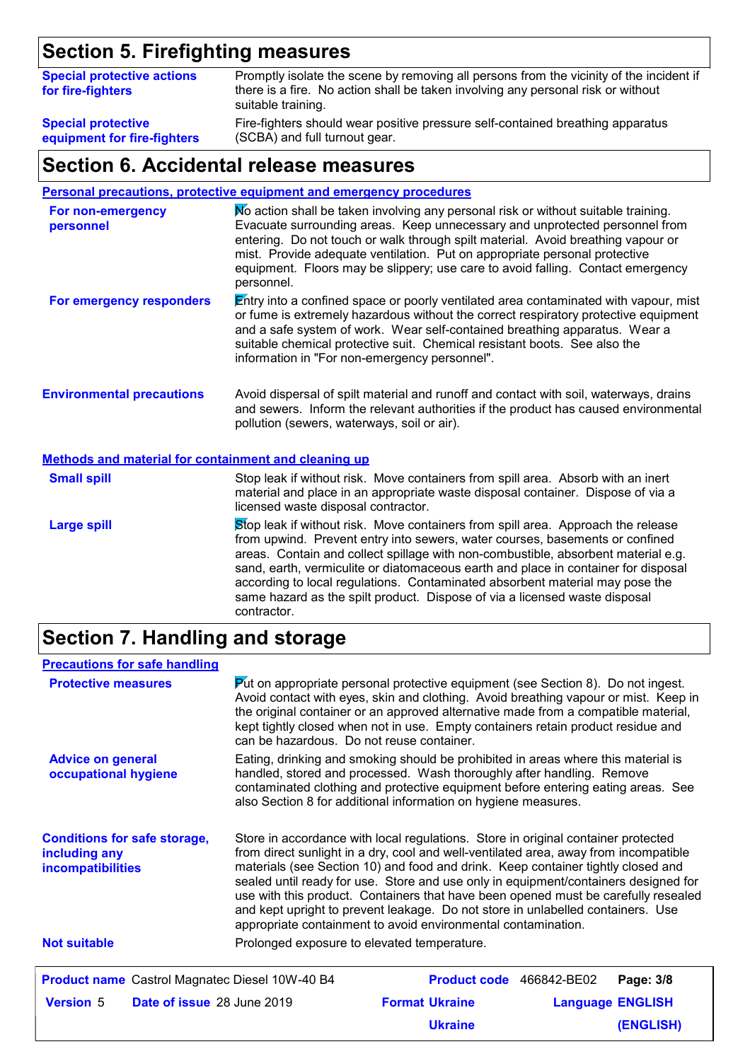## Section 5. Firefighting measures

**Special protective actions for fire-fighters**
Promptly isolate the scene by removing all persons from the vicinity of the incident if there is a fire. No action shall be taken involving any personal risk or without suitable training.

**Special protective equipment for fire-fighters**
Fire-fighters should wear positive pressure self-contained breathing apparatus (SCBA) and full turnout gear.

## Section 6. Accidental release measures

### Personal precautions, protective equipment and emergency procedures

**For non-emergency personnel**
No action shall be taken involving any personal risk or without suitable training. Evacuate surrounding areas. Keep unnecessary and unprotected personnel from entering. Do not touch or walk through spilt material. Avoid breathing vapour or mist. Provide adequate ventilation. Put on appropriate personal protective equipment. Floors may be slippery; use care to avoid falling. Contact emergency personnel.

**For emergency responders**
Entry into a confined space or poorly ventilated area contaminated with vapour, mist or fume is extremely hazardous without the correct respiratory protective equipment and a safe system of work. Wear self-contained breathing apparatus. Wear a suitable chemical protective suit. Chemical resistant boots. See also the information in "For non-emergency personnel".

**Environmental precautions**
Avoid dispersal of spilt material and runoff and contact with soil, waterways, drains and sewers. Inform the relevant authorities if the product has caused environmental pollution (sewers, waterways, soil or air).

### Methods and material for containment and cleaning up

**Small spill**
Stop leak if without risk. Move containers from spill area. Absorb with an inert material and place in an appropriate waste disposal container. Dispose of via a licensed waste disposal contractor.

**Large spill**
Stop leak if without risk. Move containers from spill area. Approach the release from upwind. Prevent entry into sewers, water courses, basements or confined areas. Contain and collect spillage with non-combustible, absorbent material e.g. sand, earth, vermiculite or diatomaceous earth and place in container for disposal according to local regulations. Contaminated absorbent material may pose the same hazard as the spilt product. Dispose of via a licensed waste disposal contractor.

## Section 7. Handling and storage

### Precautions for safe handling

**Protective measures**
Put on appropriate personal protective equipment (see Section 8). Do not ingest. Avoid contact with eyes, skin and clothing. Avoid breathing vapour or mist. Keep in the original container or an approved alternative made from a compatible material, kept tightly closed when not in use. Empty containers retain product residue and can be hazardous. Do not reuse container.

**Advice on general occupational hygiene**
Eating, drinking and smoking should be prohibited in areas where this material is handled, stored and processed. Wash thoroughly after handling. Remove contaminated clothing and protective equipment before entering eating areas. See also Section 8 for additional information on hygiene measures.

**Conditions for safe storage, including any incompatibilities**
Store in accordance with local regulations. Store in original container protected from direct sunlight in a dry, cool and well-ventilated area, away from incompatible materials (see Section 10) and food and drink. Keep container tightly closed and sealed until ready for use. Store and use only in equipment/containers designed for use with this product. Containers that have been opened must be carefully resealed and kept upright to prevent leakage. Do not store in unlabelled containers. Use appropriate containment to avoid environmental contamination.

**Not suitable**
Prolonged exposure to elevated temperature.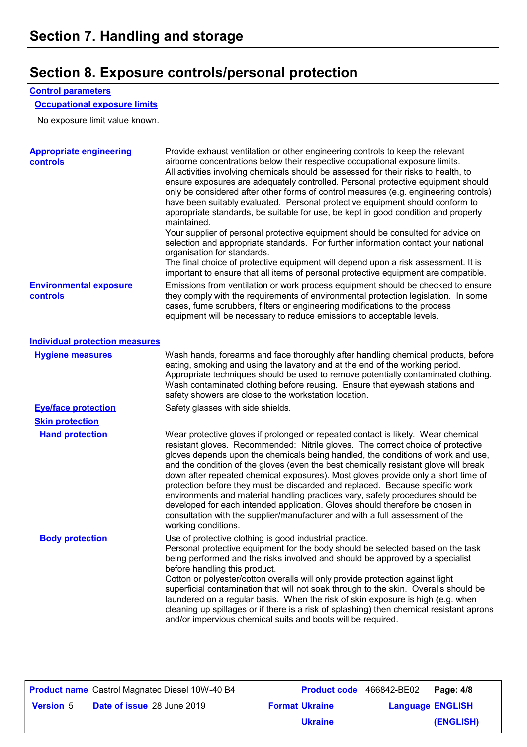## Section 7. Handling and storage

## Section 8. Exposure controls/personal protection

### Control parameters

#### Occupational exposure limits

No exposure limit value known.

**Appropriate engineering controls**

Provide exhaust ventilation or other engineering controls to keep the relevant airborne concentrations below their respective occupational exposure limits.
All activities involving chemicals should be assessed for their risks to health, to ensure exposures are adequately controlled. Personal protective equipment should only be considered after other forms of control measures (e.g. engineering controls) have been suitably evaluated. Personal protective equipment should conform to appropriate standards, be suitable for use, be kept in good condition and properly maintained.
Your supplier of personal protective equipment should be consulted for advice on selection and appropriate standards. For further information contact your national organisation for standards.
The final choice of protective equipment will depend upon a risk assessment. It is important to ensure that all items of personal protective equipment are compatible.

**Environmental exposure controls**

Emissions from ventilation or work process equipment should be checked to ensure they comply with the requirements of environmental protection legislation. In some cases, fume scrubbers, filters or engineering modifications to the process equipment will be necessary to reduce emissions to acceptable levels.

### Individual protection measures

**Hygiene measures**

Wash hands, forearms and face thoroughly after handling chemical products, before eating, smoking and using the lavatory and at the end of the working period. Appropriate techniques should be used to remove potentially contaminated clothing. Wash contaminated clothing before reusing. Ensure that eyewash stations and safety showers are close to the workstation location.

**Eye/face protection**

Safety glasses with side shields.

**Skin protection**

**Hand protection**

Wear protective gloves if prolonged or repeated contact is likely. Wear chemical resistant gloves. Recommended: Nitrile gloves. The correct choice of protective gloves depends upon the chemicals being handled, the conditions of work and use, and the condition of the gloves (even the best chemically resistant glove will break down after repeated chemical exposures). Most gloves provide only a short time of protection before they must be discarded and replaced. Because specific work environments and material handling practices vary, safety procedures should be developed for each intended application. Gloves should therefore be chosen in consultation with the supplier/manufacturer and with a full assessment of the working conditions.

**Body protection**

Use of protective clothing is good industrial practice.
Personal protective equipment for the body should be selected based on the task being performed and the risks involved and should be approved by a specialist before handling this product.
Cotton or polyester/cotton overalls will only provide protection against light superficial contamination that will not soak through to the skin. Overalls should be laundered on a regular basis. When the risk of skin exposure is high (e.g. when cleaning up spillages or if there is a risk of splashing) then chemical resistant aprons and/or impervious chemical suits and boots will be required.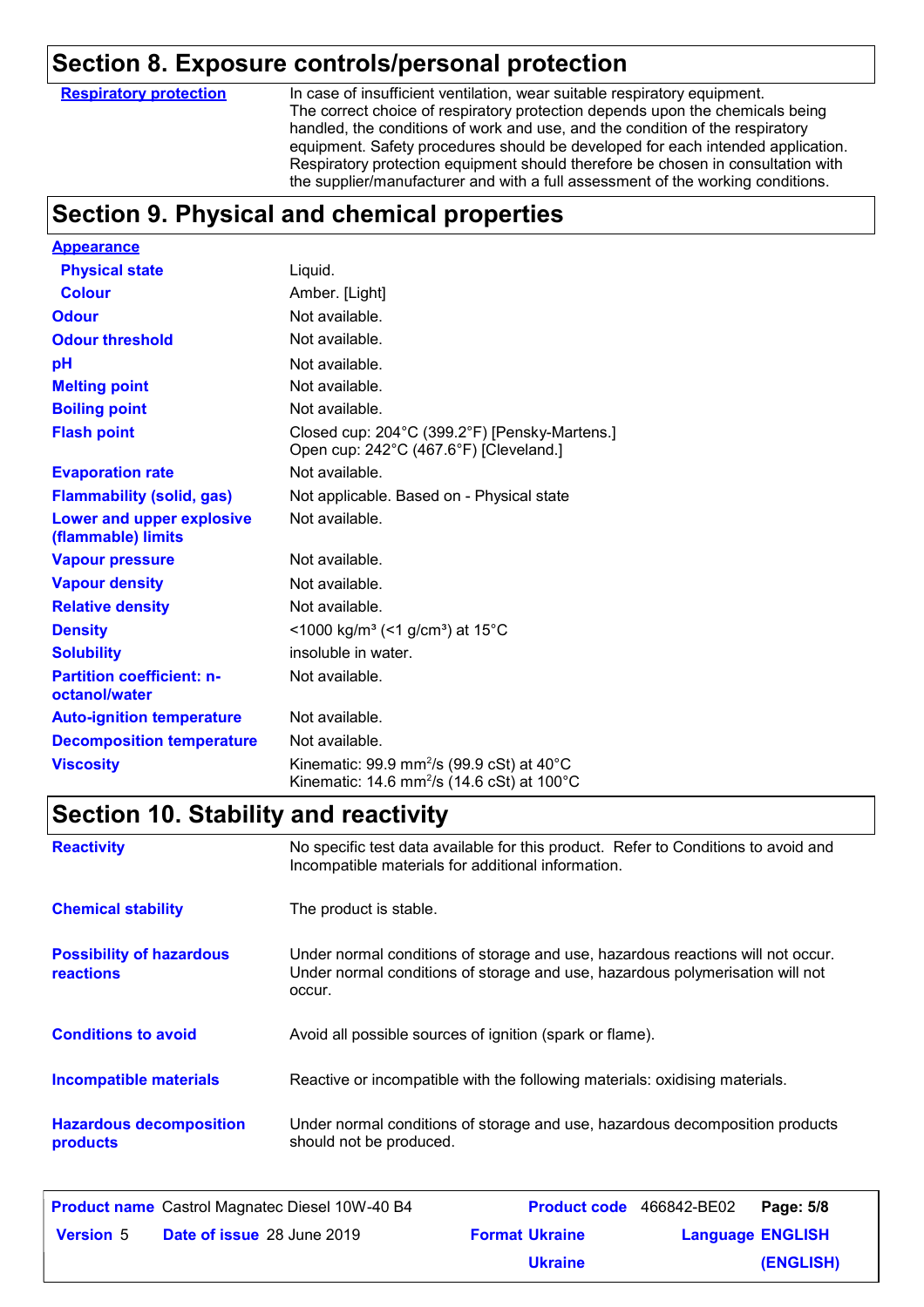## Section 8. Exposure controls/personal protection

| | |
|---|---|
| **Respiratory protection** | In case of insufficient ventilation, wear suitable respiratory equipment. The correct choice of respiratory protection depends upon the chemicals being handled, the conditions of work and use, and the condition of the respiratory equipment. Safety procedures should be developed for each intended application. Respiratory protection equipment should therefore be chosen in consultation with the supplier/manufacturer and with a full assessment of the working conditions. |

## Section 9. Physical and chemical properties

| | |
|---|---|
| **Appearance** | |
| **Physical state** | Liquid. |
| **Colour** | Amber. [Light] |
| **Odour** | Not available. |
| **Odour threshold** | Not available. |
| **pH** | Not available. |
| **Melting point** | Not available. |
| **Boiling point** | Not available. |
| **Flash point** | Closed cup: 204°C (399.2°F) [Pensky-Martens.]<br>Open cup: 242°C (467.6°F) [Cleveland.] |
| **Evaporation rate** | Not available. |
| **Flammability (solid, gas)** | Not applicable. Based on - Physical state |
| **Lower and upper explosive (flammable) limits** | Not available. |
| **Vapour pressure** | Not available. |
| **Vapour density** | Not available. |
| **Relative density** | Not available. |
| **Density** | <1000 kg/m³ (<1 g/cm³) at 15°C |
| **Solubility** | insoluble in water. |
| **Partition coefficient: n-octanol/water** | Not available. |
| **Auto-ignition temperature** | Not available. |
| **Decomposition temperature** | Not available. |
| **Viscosity** | Kinematic: 99.9 $mm^2/s$ (99.9 cSt) at 40°C<br>Kinematic: 14.6 $mm^2/s$ (14.6 cSt) at 100°C |

## Section 10. Stability and reactivity

| | |
|---|---|
| **Reactivity** | No specific test data available for this product. Refer to Conditions to avoid and Incompatible materials for additional information. |
| **Chemical stability** | The product is stable. |
| **Possibility of hazardous reactions** | Under normal conditions of storage and use, hazardous reactions will not occur. Under normal conditions of storage and use, hazardous polymerisation will not occur. |
| **Conditions to avoid** | Avoid all possible sources of ignition (spark or flame). |
| **Incompatible materials** | Reactive or incompatible with the following materials: oxidising materials. |
| **Hazardous decomposition products** | Under normal conditions of storage and use, hazardous decomposition products should not be produced. |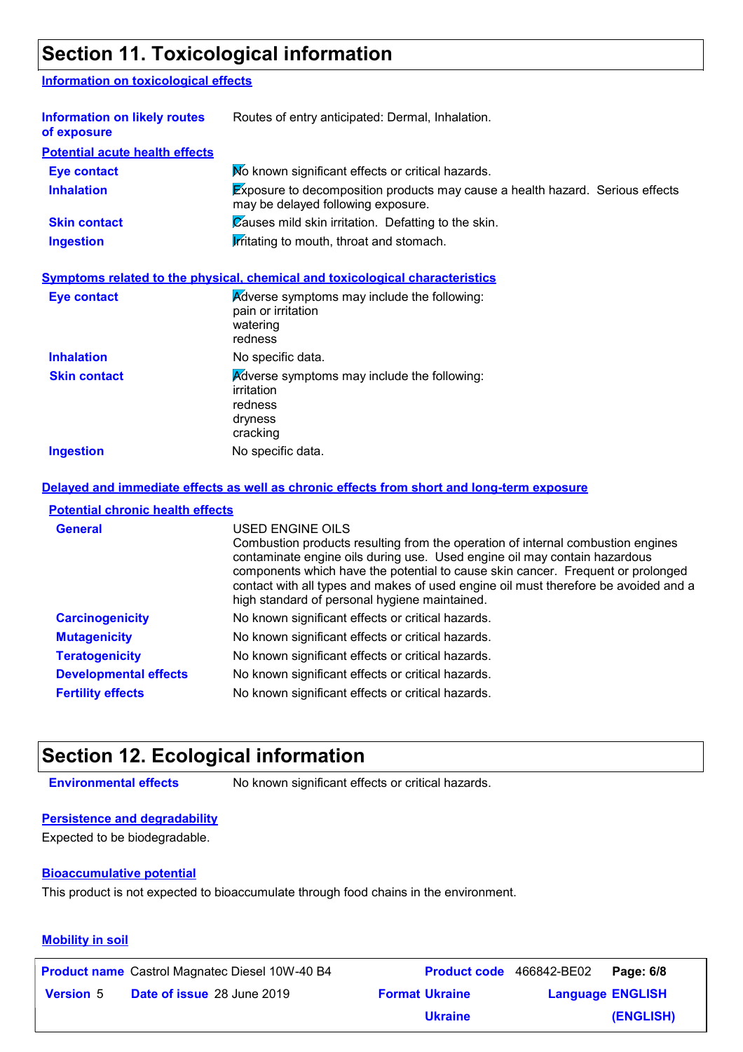## Section 11. Toxicological information

### Information on toxicological effects

| | |
|---|---|
| **Information on likely routes of exposure** | Routes of entry anticipated: Dermal, Inhalation. |

#### Potential acute health effects

| | |
|---|---|
| **Eye contact** | No known significant effects or critical hazards. |
| **Inhalation** | Exposure to decomposition products may cause a health hazard. Serious effects may be delayed following exposure. |
| **Skin contact** | Causes mild skin irritation. Defatting to the skin. |
| **Ingestion** | Irritating to mouth, throat and stomach. |

#### Symptoms related to the physical, chemical and toxicological characteristics

| | |
|---|---|
| **Eye contact** | Adverse symptoms may include the following:<br>pain or irritation<br>watering<br>redness |
| **Inhalation** | No specific data. |
| **Skin contact** | Adverse symptoms may include the following:<br>irritation<br>redness<br>dryness<br>cracking |
| **Ingestion** | No specific data. |

#### Delayed and immediate effects as well as chronic effects from short and long-term exposure

##### Potential chronic health effects

| | |
|---|---|
| **General** | USED ENGINE OILS<br>Combustion products resulting from the operation of internal combustion engines contaminate engine oils during use. Used engine oil may contain hazardous components which have the potential to cause skin cancer. Frequent or prolonged contact with all types and makes of used engine oil must therefore be avoided and a high standard of personal hygiene maintained. |
| **Carcinogenicity** | No known significant effects or critical hazards. |
| **Mutagenicity** | No known significant effects or critical hazards. |
| **Teratogenicity** | No known significant effects or critical hazards. |
| **Developmental effects** | No known significant effects or critical hazards. |
| **Fertility effects** | No known significant effects or critical hazards. |

## Section 12. Ecological information

| | |
|---|---|
| **Environmental effects** | No known significant effects or critical hazards. |

### Persistence and degradability

Expected to be biodegradable.

### Bioaccumulative potential

This product is not expected to bioaccumulate through food chains in the environment.

### Mobility in soil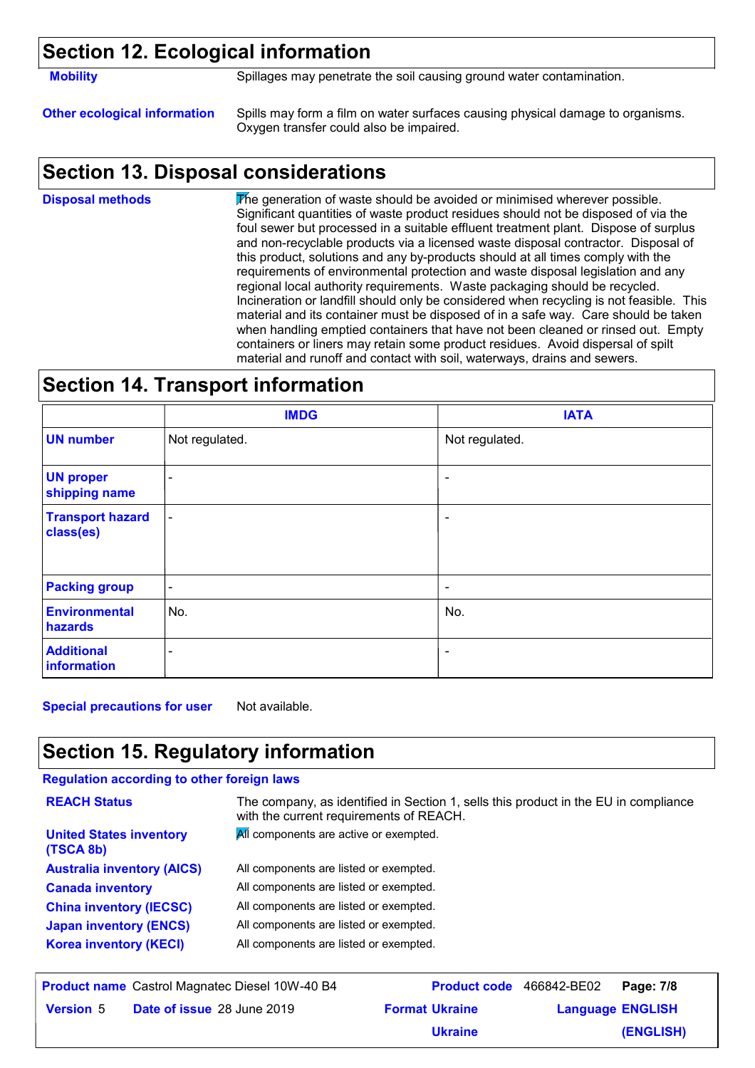## Section 12. Ecological information

**Mobility** Spillages may penetrate the soil causing ground water contamination.

**Other ecological information** Spills may form a film on water surfaces causing physical damage to organisms. Oxygen transfer could also be impaired.

## Section 13. Disposal considerations

**Disposal methods** The generation of waste should be avoided or minimised wherever possible. Significant quantities of waste product residues should not be disposed of via the foul sewer but processed in a suitable effluent treatment plant. Dispose of surplus and non-recyclable products via a licensed waste disposal contractor. Disposal of this product, solutions and any by-products should at all times comply with the requirements of environmental protection and waste disposal legislation and any regional local authority requirements. Waste packaging should be recycled. Incineration or landfill should only be considered when recycling is not feasible. This material and its container must be disposed of in a safe way. Care should be taken when handling emptied containers that have not been cleaned or rinsed out. Empty containers or liners may retain some product residues. Avoid dispersal of spilt material and runoff and contact with soil, waterways, drains and sewers.

## Section 14. Transport information

| | IMDG | IATA |
|---|---|---|
| **UN number** | Not regulated. | Not regulated. |
| **UN proper shipping name** | - | - |
| **Transport hazard class(es)** | - | - |
| **Packing group** | - | - |
| **Environmental hazards** | No. | No. |
| **Additional information** | - | - |

**Special precautions for user** Not available.

## Section 15. Regulatory information

**Regulation according to other foreign laws**

**REACH Status** The company, as identified in Section 1, sells this product in the EU in compliance with the current requirements of REACH.

**United States inventory (TSCA 8b)** All components are active or exempted.

**Australia inventory (AICS)** All components are listed or exempted.

**Canada inventory** All components are listed or exempted.

**China inventory (IECSC)** All components are listed or exempted.

**Japan inventory (ENCS)** All components are listed or exempted.

**Korea inventory (KECI)** All components are listed or exempted.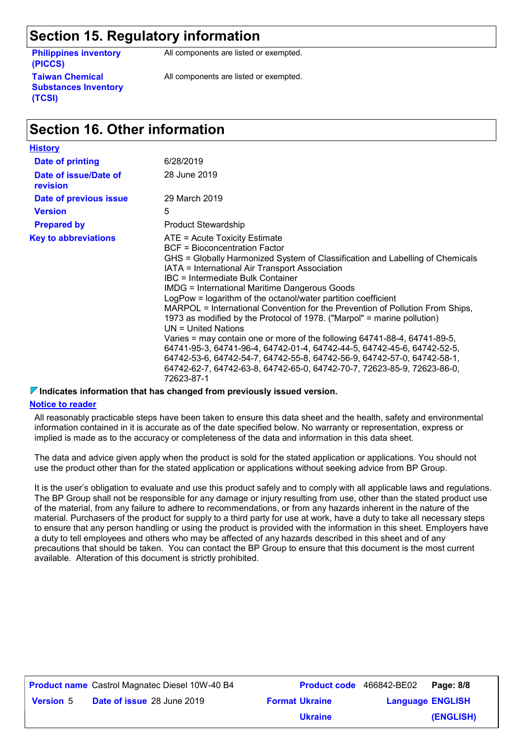## Section 15. Regulatory information

| | |
|---|---|
| **Philippines inventory (PICCS)** | All components are listed or exempted. |
| **Taiwan Chemical Substances Inventory (TCSI)** | All components are listed or exempted. |

## Section 16. Other information

**History**

| | |
|---|---|
| **Date of printing** | 6/28/2019 |
| **Date of issue/Date of revision** | 28 June 2019 |
| **Date of previous issue** | 29 March 2019 |
| **Version** | 5 |
| **Prepared by** | Product Stewardship |

**Key to abbreviations**

ATE = Acute Toxicity Estimate
BCF = Bioconcentration Factor
GHS = Globally Harmonized System of Classification and Labelling of Chemicals
IATA = International Air Transport Association
IBC = Intermediate Bulk Container
IMDG = International Maritime Dangerous Goods
LogPow = logarithm of the octanol/water partition coefficient
MARPOL = International Convention for the Prevention of Pollution From Ships, 1973 as modified by the Protocol of 1978. ("Marpol" = marine pollution)
UN = United Nations
Varies = may contain one or more of the following 64741-88-4, 64741-89-5, 64741-95-3, 64741-96-4, 64742-01-4, 64742-44-5, 64742-45-6, 64742-52-5, 64742-53-6, 64742-54-7, 64742-55-8, 64742-56-9, 64742-57-0, 64742-58-1, 64742-62-7, 64742-63-8, 64742-65-0, 64742-70-7, 72623-85-9, 72623-86-0, 72623-87-1

**Indicates information that has changed from previously issued version.**

**Notice to reader**

All reasonably practicable steps have been taken to ensure this data sheet and the health, safety and environmental information contained in it is accurate as of the date specified below. No warranty or representation, express or implied is made as to the accuracy or completeness of the data and information in this data sheet.

The data and advice given apply when the product is sold for the stated application or applications. You should not use the product other than for the stated application or applications without seeking advice from BP Group.

It is the user's obligation to evaluate and use this product safely and to comply with all applicable laws and regulations. The BP Group shall not be responsible for any damage or injury resulting from use, other than the stated product use of the material, from any failure to adhere to recommendations, or from any hazards inherent in the nature of the material. Purchasers of the product for supply to a third party for use at work, have a duty to take all necessary steps to ensure that any person handling or using the product is provided with the information in this sheet. Employers have a duty to tell employees and others who may be affected of any hazards described in this sheet and of any precautions that should be taken. You can contact the BP Group to ensure that this document is the most current available. Alteration of this document is strictly prohibited.